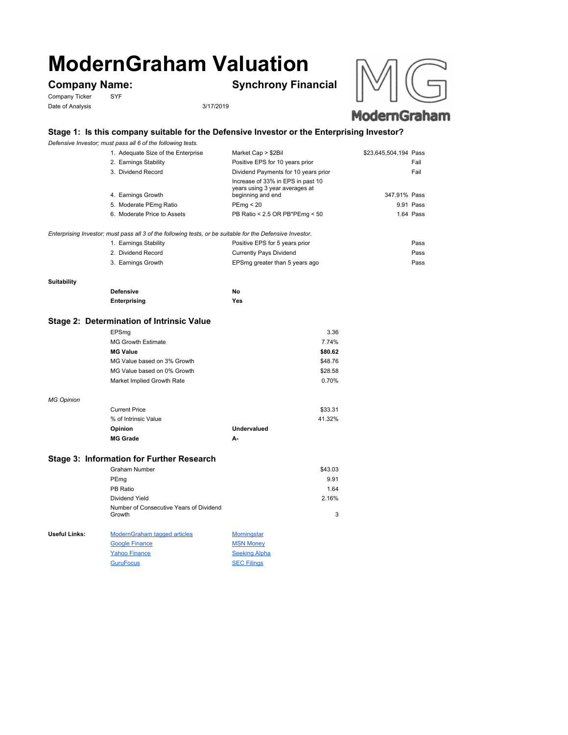# ModernGraham Valuation

## Company Name: Synchrony Financial

Company Ticker SYF

Date of Analysis 3/17/2019

### Stage 1: Is this company suitable for the Defensive Investor or the Enterprising Investor?

*Defensive Investor; must pass all 6 of the following tests.*

| | | | |
|---|---|---|---|
| 1. Adequate Size of the Enterprise | Market Cap > $2Bil | $23,645,504,194 | Pass |
| 2. Earnings Stability | Positive EPS for 10 years prior | | Fail |
| 3. Dividend Record | Dividend Payments for 10 years prior | | Fail |
| 4. Earnings Growth | Increase of 33% in EPS in past 10 years using 3 year averages at beginning and end | 347.91% | Pass |
| 5. Moderate PEmg Ratio | PEmg < 20 | 9.91 | Pass |
| 6. Moderate Price to Assets | PB Ratio < 2.5 OR PB*PEmg < 50 | 1.64 | Pass |

*Enterprising Investor; must pass all 3 of the following tests, or be suitable for the Defensive Investor.*

| | | |
|---|---|---|
| 1. Earnings Stability | Positive EPS for 5 years prior | Pass |
| 2. Dividend Record | Currently Pays Dividend | Pass |
| 3. Earnings Growth | EPSmg greater than 5 years ago | Pass |

**Suitability**

| | |
|---|---|
| **Defensive** | **No** |
| **Enterprising** | **Yes** |

### Stage 2: Determination of Intrinsic Value

| | |
|---|---|
| EPSmg | 3.36 |
| MG Growth Estimate | 7.74% |
| **MG Value** | **$80.62** |
| MG Value based on 3% Growth | $48.76 |
| MG Value based on 0% Growth | $28.58 |
| Market Implied Growth Rate | 0.70% |

*MG Opinion*

| | | |
|---|---|---|
| Current Price | | $33.31 |
| % of Intrinsic Value | | 41.32% |
| **Opinion** | **Undervalued** | |
| **MG Grade** | **A-** | |

### Stage 3: Information for Further Research

| | |
|---|---|
| Graham Number | $43.03 |
| PEmg | 9.91 |
| PB Ratio | 1.64 |
| Dividend Yield | 2.16% |
| Number of Consecutive Years of Dividend Growth | 3 |

**Useful Links:**

| | |
|---|---|
| ModernGraham tagged articles | Morningstar |
| Google Finance | MSN Money |
| Yahoo Finance | Seeking Alpha |
| GuruFocus | SEC Filings |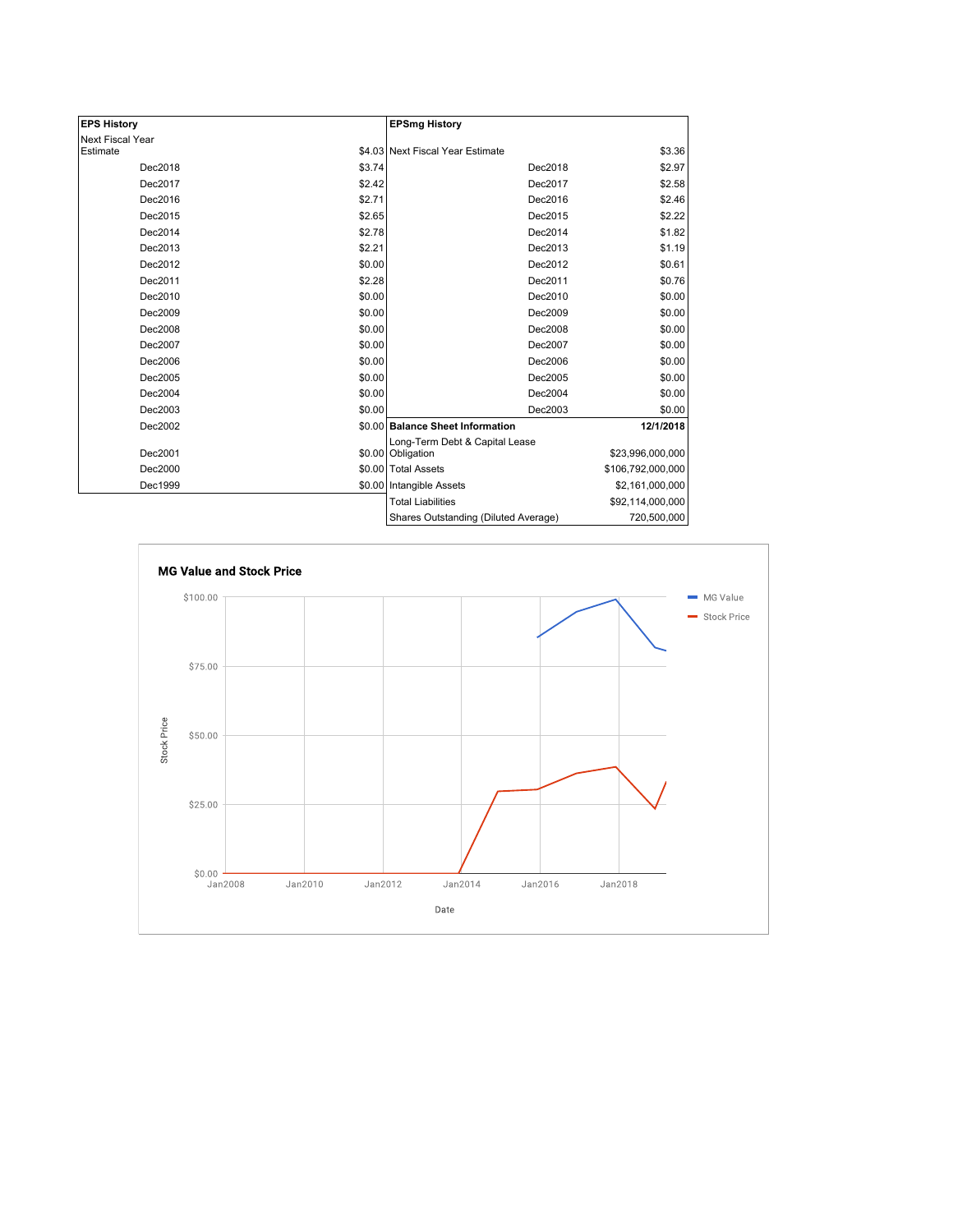| EPS History | |
|---|---|
| Next Fiscal Year Estimate | $4.03 |
| Dec2018 | $3.74 |
| Dec2017 | $2.42 |
| Dec2016 | $2.71 |
| Dec2015 | $2.65 |
| Dec2014 | $2.78 |
| Dec2013 | $2.21 |
| Dec2012 | $0.00 |
| Dec2011 | $2.28 |
| Dec2010 | $0.00 |
| Dec2009 | $0.00 |
| Dec2008 | $0.00 |
| Dec2007 | $0.00 |
| Dec2006 | $0.00 |
| Dec2005 | $0.00 |
| Dec2004 | $0.00 |
| Dec2003 | $0.00 |
| Dec2002 | $0.00 |
| Dec2001 | $0.00 |
| Dec2000 | $0.00 |
| Dec1999 | $0.00 |

| EPSmg History | |
|---|---|
| Next Fiscal Year Estimate | $3.36 |
| Dec2018 | $2.97 |
| Dec2017 | $2.58 |
| Dec2016 | $2.46 |
| Dec2015 | $2.22 |
| Dec2014 | $1.82 |
| Dec2013 | $1.19 |
| Dec2012 | $0.61 |
| Dec2011 | $0.76 |
| Dec2010 | $0.00 |
| Dec2009 | $0.00 |
| Dec2008 | $0.00 |
| Dec2007 | $0.00 |
| Dec2006 | $0.00 |
| Dec2005 | $0.00 |
| Dec2004 | $0.00 |
| Dec2003 | $0.00 |

| Balance Sheet Information | 12/1/2018 |
|---|---|
| Long-Term Debt & Capital Lease Obligation | $23,996,000,000 |
| Total Assets | $106,792,000,000 |
| Intangible Assets | $2,161,000,000 |
| Total Liabilities | $92,114,000,000 |
| Shares Outstanding (Diluted Average) | 720,500,000 |

**MG Value and Stock Price**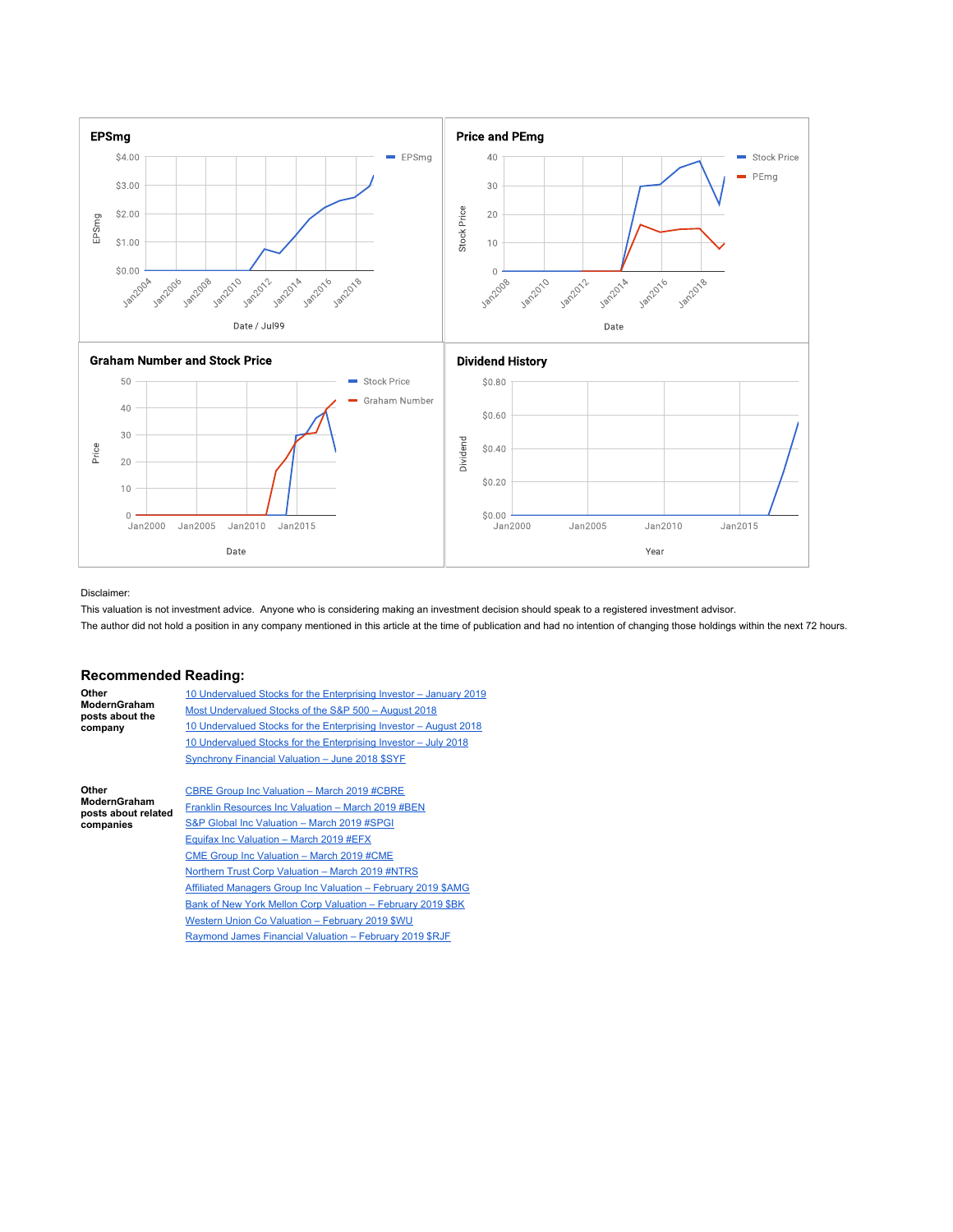**EPSmg**

$4.00
$3.00
$2.00
$1.00
$0.00

EPSmg

Jan2004 Jan2006 Jan2008 Jan2010 Jan2012 Jan2014 Jan2016 Jan2018

Date / Jul99

**Price and PEmg**

40
30
20
10
0

Stock Price

Stock Price
PEmg

Jan2008 Jan2010 Jan2012 Jan2014 Jan2016 Jan2018

Date

**Graham Number and Stock Price**

50
40
30
20
10
0

Price

Stock Price
Graham Number

Jan2000 Jan2005 Jan2010 Jan2015

Date

**Dividend History**

$0.80
$0.60
$0.40
$0.20
$0.00

Dividend

Jan2000 Jan2005 Jan2010 Jan2015

Year

Disclaimer:

This valuation is not investment advice. Anyone who is considering making an investment decision should speak to a registered investment advisor.

The author did not hold a position in any company mentioned in this article at the time of publication and had no intention of changing those holdings within the next 72 hours.

## Recommended Reading:

| | |
|---|---|
| **Other ModernGraham posts about the company** | 10 Undervalued Stocks for the Enterprising Investor – January 2019<br>Most Undervalued Stocks of the S&P 500 – August 2018<br>10 Undervalued Stocks for the Enterprising Investor – August 2018<br>10 Undervalued Stocks for the Enterprising Investor – July 2018<br>Synchrony Financial Valuation – June 2018 $SYF |
| **Other ModernGraham posts about related companies** | CBRE Group Inc Valuation – March 2019 #CBRE<br>Franklin Resources Inc Valuation – March 2019 #BEN<br>S&P Global Inc Valuation – March 2019 #SPGI<br>Equifax Inc Valuation – March 2019 #EFX<br>CME Group Inc Valuation – March 2019 #CME<br>Northern Trust Corp Valuation – March 2019 #NTRS<br>Affiliated Managers Group Inc Valuation – February 2019 $AMG<br>Bank of New York Mellon Corp Valuation – February 2019 $BK<br>Western Union Co Valuation – February 2019 $WU<br>Raymond James Financial Valuation – February 2019 $RJF |